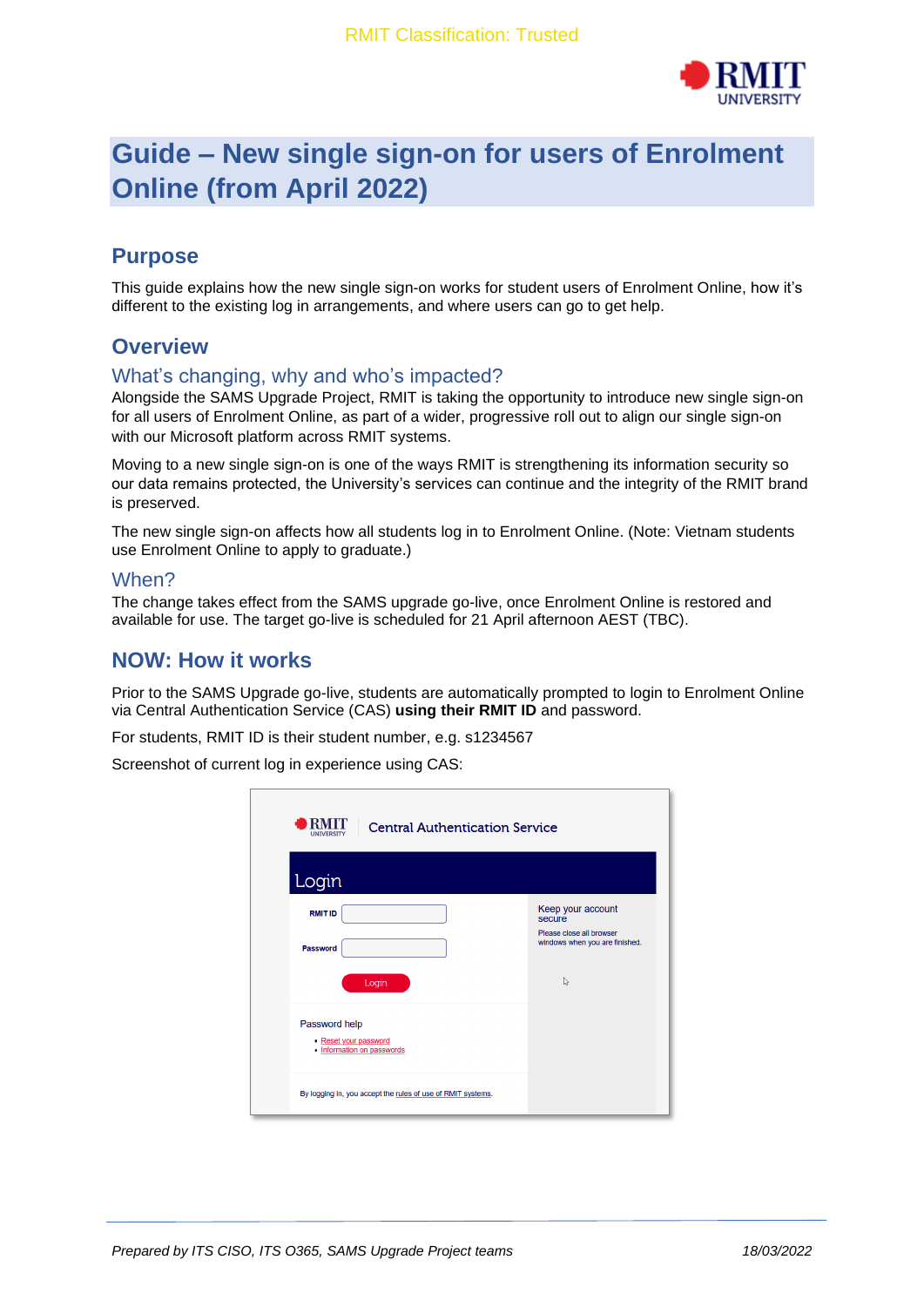# Guide – New single sign-on for users of Enrolment Online (from April 2022)

## Purpose

This guide explains how the new single sign-on works for student users of Enrolment Online, how it's different to the existing log in arrangements, and where users can go to get help.

## Overview

### What's changing, why and who's impacted?

Alongside the SAMS Upgrade Project, RMIT is taking the opportunity to introduce new single sign-on for all users of Enrolment Online, as part of a wider, progressive roll out to align our single sign-on with our Microsoft platform across RMIT systems.

Moving to a new single sign-on is one of the ways RMIT is strengthening its information security so our data remains protected, the University's services can continue and the integrity of the RMIT brand is preserved.

The new single sign-on affects how all students log in to Enrolment Online. (Note: Vietnam students use Enrolment Online to apply to graduate.)

### When?

The change takes effect from the SAMS upgrade go-live, once Enrolment Online is restored and available for use. The target go-live is scheduled for 21 April afternoon AEST (TBC).

## NOW: How it works

Prior to the SAMS Upgrade go-live, students are automatically prompted to login to Enrolment Online via Central Authentication Service (CAS) **using their RMIT ID** and password.

For students, RMIT ID is their student number, e.g. s1234567

Screenshot of current log in experience using CAS: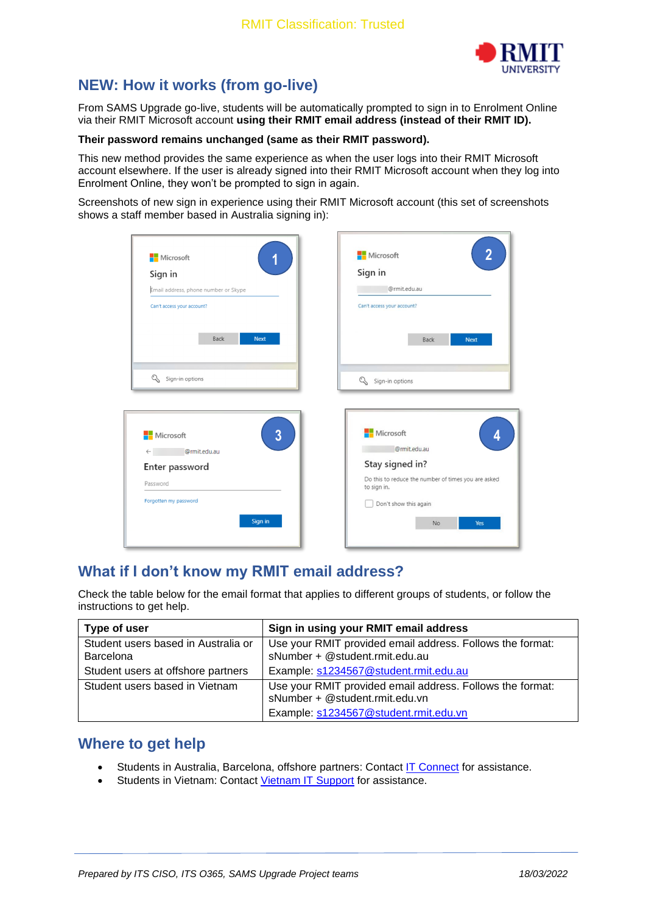## NEW: How it works (from go-live)

From SAMS Upgrade go-live, students will be automatically prompted to sign in to Enrolment Online via their RMIT Microsoft account **using their RMIT email address (instead of their RMIT ID).**

**Their password remains unchanged (same as their RMIT password).**

This new method provides the same experience as when the user logs into their RMIT Microsoft account elsewhere. If the user is already signed into their RMIT Microsoft account when they log into Enrolment Online, they won't be prompted to sign in again.

Screenshots of new sign in experience using their RMIT Microsoft account (this set of screenshots shows a staff member based in Australia signing in):

## What if I don't know my RMIT email address?

Check the table below for the email format that applies to different groups of students, or follow the instructions to get help.

| Type of user | Sign in using your RMIT email address |
|---|---|
| Student users based in Australia or Barcelona<br>Student users at offshore partners | Use your RMIT provided email address. Follows the format: sNumber + @student.rmit.edu.au<br>Example: s1234567@student.rmit.edu.au |
| Student users based in Vietnam | Use your RMIT provided email address. Follows the format: sNumber + @student.rmit.edu.vn<br>Example: s1234567@student.rmit.edu.vn |

## Where to get help

- Students in Australia, Barcelona, offshore partners: Contact IT Connect for assistance.
- Students in Vietnam: Contact Vietnam IT Support for assistance.

*Prepared by ITS CISO, ITS O365, SAMS Upgrade Project teams* *18/03/2022*